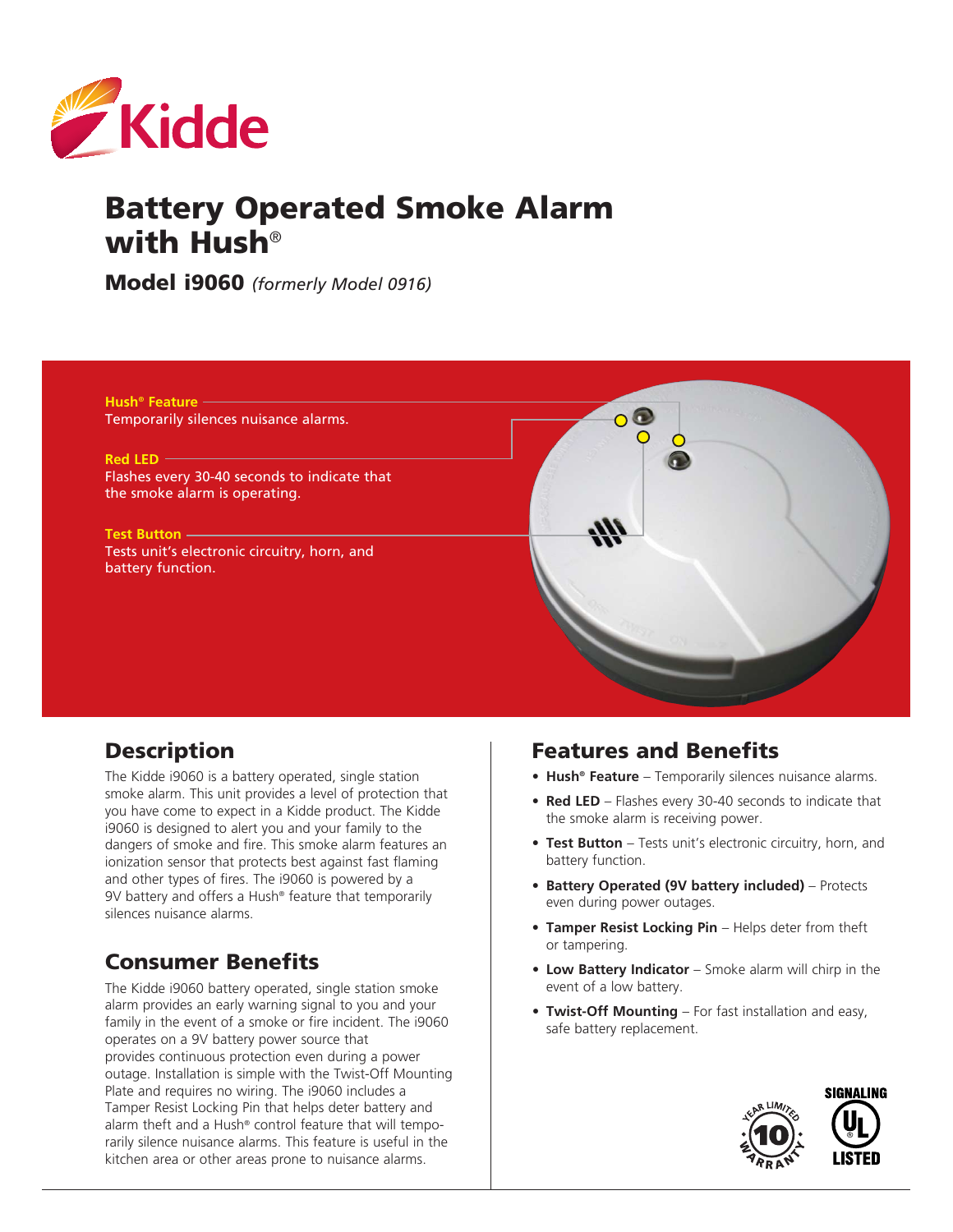Kidde

# Battery Operated Smoke Alarm with Hush®

**Model i9060** *(formerly Model 0916)*

**Hush® Feature**
Temporarily silences nuisance alarms.

**Red LED**
Flashes every 30-40 seconds to indicate that the smoke alarm is operating.

**Test Button**
Tests unit's electronic circuitry, horn, and battery function.

## Description

The Kidde i9060 is a battery operated, single station smoke alarm. This unit provides a level of protection that you have come to expect in a Kidde product. The Kidde i9060 is designed to alert you and your family to the dangers of smoke and fire. This smoke alarm features an ionization sensor that protects best against fast flaming and other types of fires. The i9060 is powered by a 9V battery and offers a Hush® feature that temporarily silences nuisance alarms.

## Consumer Benefits

The Kidde i9060 battery operated, single station smoke alarm provides an early warning signal to you and your family in the event of a smoke or fire incident. The i9060 operates on a 9V battery power source that provides continuous protection even during a power outage. Installation is simple with the Twist-Off Mounting Plate and requires no wiring. The i9060 includes a Tamper Resist Locking Pin that helps deter battery and alarm theft and a Hush® control feature that will temporarily silence nuisance alarms. This feature is useful in the kitchen area or other areas prone to nuisance alarms.

## Features and Benefits

- **Hush® Feature** – Temporarily silences nuisance alarms.
- **Red LED** – Flashes every 30-40 seconds to indicate that the smoke alarm is receiving power.
- **Test Button** – Tests unit's electronic circuitry, horn, and battery function.
- **Battery Operated (9V battery included)** – Protects even during power outages.
- **Tamper Resist Locking Pin** – Helps deter from theft or tampering.
- **Low Battery Indicator** – Smoke alarm will chirp in the event of a low battery.
- **Twist-Off Mounting** – For fast installation and easy, safe battery replacement.

10 Year Limited Warranty

SIGNALING UL LISTED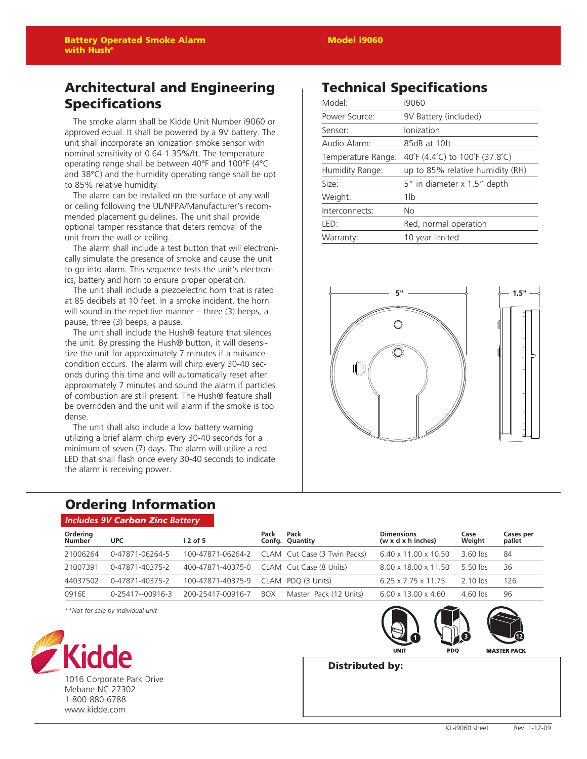**Battery Operated Smoke Alarm with Hush®** — **Model i9060**

## Architectural and Engineering Specifications

The smoke alarm shall be Kidde Unit Number i9060 or approved equal. It shall be powered by a 9V battery. The unit shall incorporate an ionization smoke sensor with nominal sensitivity of 0.64-1.35%/ft. The temperature operating range shall be between 40°F and 100°F (4°C and 38°C) and the humidity operating range shall be upt to 85% relative humidity.

The alarm can be installed on the surface of any wall or ceiling following the UL/NFPA/Manufacturer's recommended placement guidelines. The unit shall provide optional tamper resistance that deters removal of the unit from the wall or ceiling.

The alarm shall include a test button that will electronically simulate the presence of smoke and cause the unit to go into alarm. This sequence tests the unit's electronics, battery and horn to ensure proper operation.

The unit shall include a piezoelectric horn that is rated at 85 decibels at 10 feet. In a smoke incident, the horn will sound in the repetitive manner – three (3) beeps, a pause, three (3) beeps, a pause.

The unit shall include the Hush® feature that silences the unit. By pressing the Hush® button, it will desensitize the unit for approximately 7 minutes if a nuisance condition occurs. The alarm will chirp every 30-40 seconds during this time and will automatically reset after approximately 7 minutes and sound the alarm if particles of combustion are still present. The Hush® feature shall be overridden and the unit will alarm if the smoke is too dense.

The unit shall also include a low battery warning utilizing a brief alarm chirp every 30-40 seconds for a minimum of seven (7) days. The alarm will utilize a red LED that shall flash once every 30-40 seconds to indicate the alarm is receiving power.

## Technical Specifications

| | |
|---|---|
| Model: | i9060 |
| Power Source: | 9V Battery (included) |
| Sensor: | Ionization |
| Audio Alarm: | 85dB at 10ft |
| Temperature Range: | 40˚F (4.4˚C) to 100˚F (37.8˚C) |
| Humidity Range: | up to 85% relative humidity (RH) |
| Size: | 5" in diameter x 1.5" depth |
| Weight: | 1lb |
| Interconnects: | No |
| LED: | Red, normal operation |
| Warranty: | 10 year limited |

5"

1.5"

## Ordering Information

***Includes 9V Carbon Zinc Battery***

| Ordering Number | UPC | I 2 of 5 | Pack Confg. | Pack Quantity | Dimensions (w x d x h inches) | Case Weight | Cases per pallet |
|---|---|---|---|---|---|---|---|
| 21006264 | 0-47871-06264-5 | 100-47871-06264-2 | CLAM | Cut Case (3 Twin Packs) | 6.40 x 11.00 x 10.50 | 3.60 lbs | 84 |
| 21007391 | 0-47871-40375-2 | 400-47871-40375-0 | CLAM | Cut Case (8 Units) | 8.00 x 18.00 x 11.50 | 5.50 lbs | 36 |
| 44037502 | 0-47871-40375-2 | 100-47871-40375-9 | CLAM | PDQ (3 Units) | 6.25 x 7.75 x 11.75 | 2.10 lbs | 126 |
| 0916E | 0-25417--00916-3 | 200-25417-00916-7 | BOX | Master Pack (12 Units) | 6.00 x 13.00 x 4.60 | 4.60 lbs | 96 |

*\*\*Not for sale by individual unit*

UNIT 1 — PDQ 3 — MASTER PACK 12

Kidde
1016 Corporate Park Drive
Mebane NC 27302
1-800-880-6788
www.kidde.com

**Distributed by:**

KL-i9060 sheet — Rev. 1-12-09